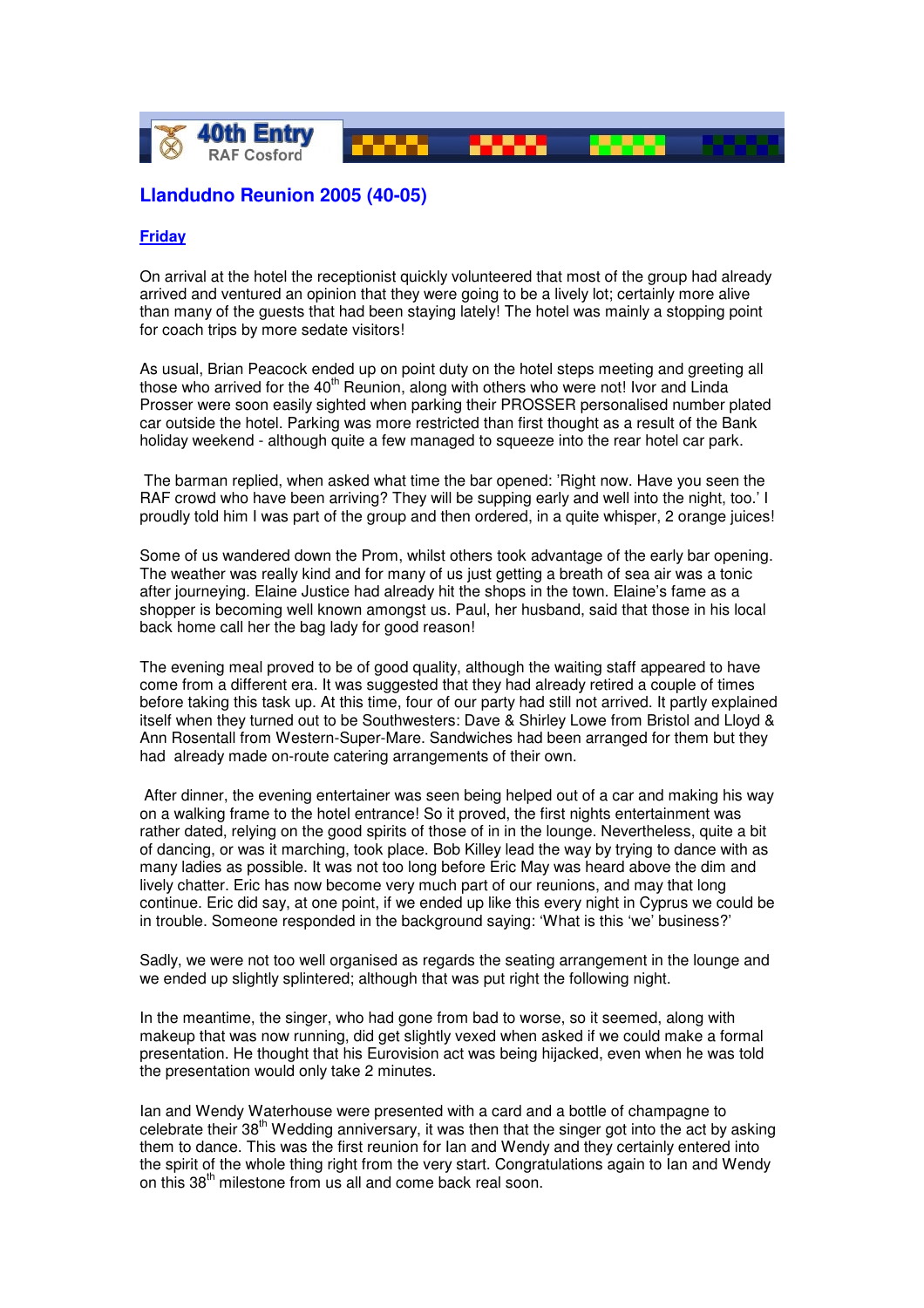40th Entry
RAF Cosford

# Llandudno Reunion 2005 (40-05)

## Friday

On arrival at the hotel the receptionist quickly volunteered that most of the group had already arrived and ventured an opinion that they were going to be a lively lot; certainly more alive than many of the guests that had been staying lately! The hotel was mainly a stopping point for coach trips by more sedate visitors!

As usual, Brian Peacock ended up on point duty on the hotel steps meeting and greeting all those who arrived for the 40th Reunion, along with others who were not! Ivor and Linda Prosser were soon easily sighted when parking their PROSSER personalised number plated car outside the hotel. Parking was more restricted than first thought as a result of the Bank holiday weekend - although quite a few managed to squeeze into the rear hotel car park.

The barman replied, when asked what time the bar opened: 'Right now. Have you seen the RAF crowd who have been arriving? They will be supping early and well into the night, too.' I proudly told him I was part of the group and then ordered, in a quite whisper, 2 orange juices!

Some of us wandered down the Prom, whilst others took advantage of the early bar opening. The weather was really kind and for many of us just getting a breath of sea air was a tonic after journeying. Elaine Justice had already hit the shops in the town. Elaine's fame as a shopper is becoming well known amongst us. Paul, her husband, said that those in his local back home call her the bag lady for good reason!

The evening meal proved to be of good quality, although the waiting staff appeared to have come from a different era. It was suggested that they had already retired a couple of times before taking this task up. At this time, four of our party had still not arrived. It partly explained itself when they turned out to be Southwesters: Dave & Shirley Lowe from Bristol and Lloyd & Ann Rosentall from Western-Super-Mare. Sandwiches had been arranged for them but they had already made on-route catering arrangements of their own.

After dinner, the evening entertainer was seen being helped out of a car and making his way on a walking frame to the hotel entrance! So it proved, the first nights entertainment was rather dated, relying on the good spirits of those of in in the lounge. Nevertheless, quite a bit of dancing, or was it marching, took place. Bob Killey lead the way by trying to dance with as many ladies as possible. It was not too long before Eric May was heard above the dim and lively chatter. Eric has now become very much part of our reunions, and may that long continue. Eric did say, at one point, if we ended up like this every night in Cyprus we could be in trouble. Someone responded in the background saying: 'What is this 'we' business?'

Sadly, we were not too well organised as regards the seating arrangement in the lounge and we ended up slightly splintered; although that was put right the following night.

In the meantime, the singer, who had gone from bad to worse, so it seemed, along with makeup that was now running, did get slightly vexed when asked if we could make a formal presentation. He thought that his Eurovision act was being hijacked, even when he was told the presentation would only take 2 minutes.

Ian and Wendy Waterhouse were presented with a card and a bottle of champagne to celebrate their 38th Wedding anniversary, it was then that the singer got into the act by asking them to dance. This was the first reunion for Ian and Wendy and they certainly entered into the spirit of the whole thing right from the very start. Congratulations again to Ian and Wendy on this 38th milestone from us all and come back real soon.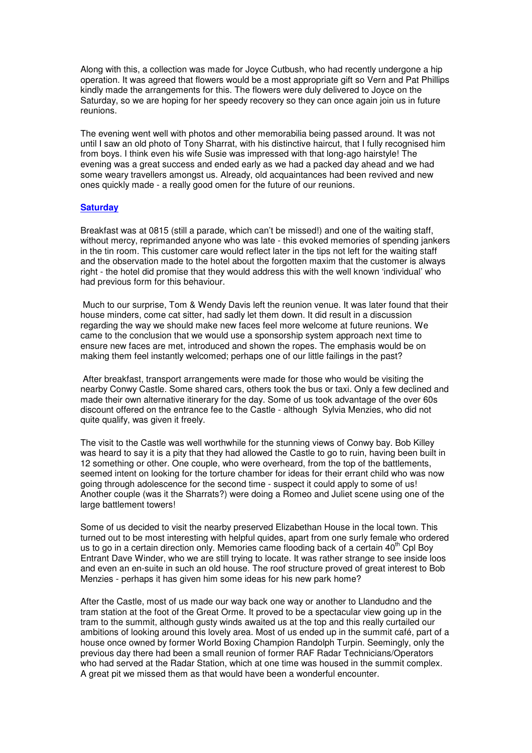Along with this, a collection was made for Joyce Cutbush, who had recently undergone a hip operation. It was agreed that flowers would be a most appropriate gift so Vern and Pat Phillips kindly made the arrangements for this. The flowers were duly delivered to Joyce on the Saturday, so we are hoping for her speedy recovery so they can once again join us in future reunions.

The evening went well with photos and other memorabilia being passed around. It was not until I saw an old photo of Tony Sharrat, with his distinctive haircut, that I fully recognised him from boys. I think even his wife Susie was impressed with that long-ago hairstyle! The evening was a great success and ended early as we had a packed day ahead and we had some weary travellers amongst us. Already, old acquaintances had been revived and new ones quickly made - a really good omen for the future of our reunions.

**Saturday**

Breakfast was at 0815 (still a parade, which can't be missed!) and one of the waiting staff, without mercy, reprimanded anyone who was late - this evoked memories of spending jankers in the tin room. This customer care would reflect later in the tips not left for the waiting staff and the observation made to the hotel about the forgotten maxim that the customer is always right - the hotel did promise that they would address this with the well known 'individual' who had previous form for this behaviour.

Much to our surprise, Tom & Wendy Davis left the reunion venue. It was later found that their house minders, come cat sitter, had sadly let them down. It did result in a discussion regarding the way we should make new faces feel more welcome at future reunions. We came to the conclusion that we would use a sponsorship system approach next time to ensure new faces are met, introduced and shown the ropes. The emphasis would be on making them feel instantly welcomed; perhaps one of our little failings in the past?

After breakfast, transport arrangements were made for those who would be visiting the nearby Conwy Castle. Some shared cars, others took the bus or taxi. Only a few declined and made their own alternative itinerary for the day. Some of us took advantage of the over 60s discount offered on the entrance fee to the Castle - although Sylvia Menzies, who did not quite qualify, was given it freely.

The visit to the Castle was well worthwhile for the stunning views of Conwy bay. Bob Killey was heard to say it is a pity that they had allowed the Castle to go to ruin, having been built in 12 something or other. One couple, who were overheard, from the top of the battlements, seemed intent on looking for the torture chamber for ideas for their errant child who was now going through adolescence for the second time - suspect it could apply to some of us! Another couple (was it the Sharrats?) were doing a Romeo and Juliet scene using one of the large battlement towers!

Some of us decided to visit the nearby preserved Elizabethan House in the local town. This turned out to be most interesting with helpful quides, apart from one surly female who ordered us to go in a certain direction only. Memories came flooding back of a certain 40th Cpl Boy Entrant Dave Winder, who we are still trying to locate. It was rather strange to see inside loos and even an en-suite in such an old house. The roof structure proved of great interest to Bob Menzies - perhaps it has given him some ideas for his new park home?

After the Castle, most of us made our way back one way or another to Llandudno and the tram station at the foot of the Great Orme. It proved to be a spectacular view going up in the tram to the summit, although gusty winds awaited us at the top and this really curtailed our ambitions of looking around this lovely area. Most of us ended up in the summit café, part of a house once owned by former World Boxing Champion Randolph Turpin. Seemingly, only the previous day there had been a small reunion of former RAF Radar Technicians/Operators who had served at the Radar Station, which at one time was housed in the summit complex. A great pit we missed them as that would have been a wonderful encounter.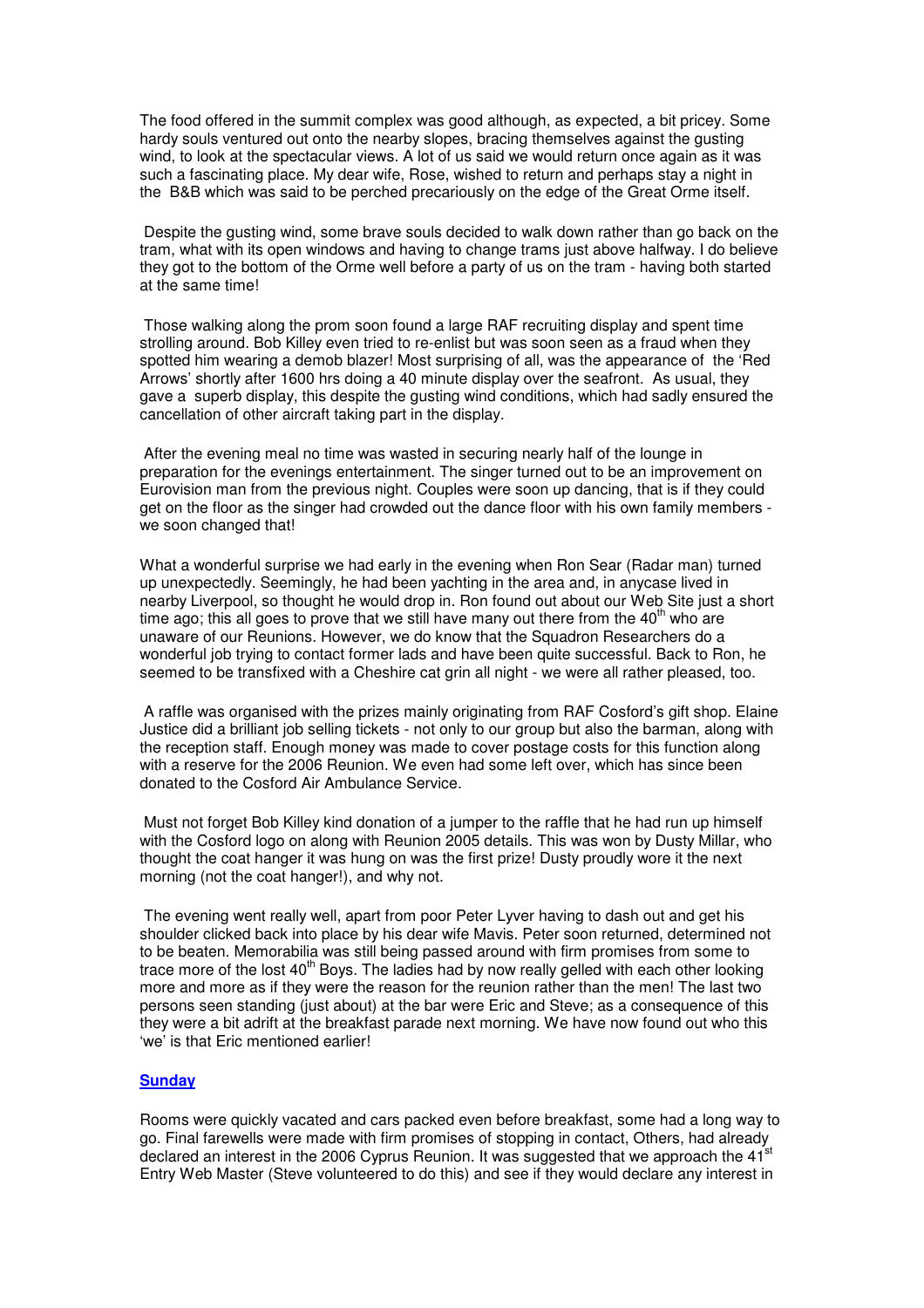The food offered in the summit complex was good although, as expected, a bit pricey. Some hardy souls ventured out onto the nearby slopes, bracing themselves against the gusting wind, to look at the spectacular views. A lot of us said we would return once again as it was such a fascinating place. My dear wife, Rose, wished to return and perhaps stay a night in the B&B which was said to be perched precariously on the edge of the Great Orme itself.

Despite the gusting wind, some brave souls decided to walk down rather than go back on the tram, what with its open windows and having to change trams just above halfway. I do believe they got to the bottom of the Orme well before a party of us on the tram - having both started at the same time!

Those walking along the prom soon found a large RAF recruiting display and spent time strolling around. Bob Killey even tried to re-enlist but was soon seen as a fraud when they spotted him wearing a demob blazer! Most surprising of all, was the appearance of the 'Red Arrows' shortly after 1600 hrs doing a 40 minute display over the seafront. As usual, they gave a superb display, this despite the gusting wind conditions, which had sadly ensured the cancellation of other aircraft taking part in the display.

After the evening meal no time was wasted in securing nearly half of the lounge in preparation for the evenings entertainment. The singer turned out to be an improvement on Eurovision man from the previous night. Couples were soon up dancing, that is if they could get on the floor as the singer had crowded out the dance floor with his own family members - we soon changed that!

What a wonderful surprise we had early in the evening when Ron Sear (Radar man) turned up unexpectedly. Seemingly, he had been yachting in the area and, in anycase lived in nearby Liverpool, so thought he would drop in. Ron found out about our Web Site just a short time ago; this all goes to prove that we still have many out there from the 40th who are unaware of our Reunions. However, we do know that the Squadron Researchers do a wonderful job trying to contact former lads and have been quite successful. Back to Ron, he seemed to be transfixed with a Cheshire cat grin all night - we were all rather pleased, too.

A raffle was organised with the prizes mainly originating from RAF Cosford's gift shop. Elaine Justice did a brilliant job selling tickets - not only to our group but also the barman, along with the reception staff. Enough money was made to cover postage costs for this function along with a reserve for the 2006 Reunion. We even had some left over, which has since been donated to the Cosford Air Ambulance Service.

Must not forget Bob Killey kind donation of a jumper to the raffle that he had run up himself with the Cosford logo on along with Reunion 2005 details. This was won by Dusty Millar, who thought the coat hanger it was hung on was the first prize! Dusty proudly wore it the next morning (not the coat hanger!), and why not.

The evening went really well, apart from poor Peter Lyver having to dash out and get his shoulder clicked back into place by his dear wife Mavis. Peter soon returned, determined not to be beaten. Memorabilia was still being passed around with firm promises from some to trace more of the lost 40th Boys. The ladies had by now really gelled with each other looking more and more as if they were the reason for the reunion rather than the men! The last two persons seen standing (just about) at the bar were Eric and Steve; as a consequence of this they were a bit adrift at the breakfast parade next morning. We have now found out who this 'we' is that Eric mentioned earlier!

## Sunday

Rooms were quickly vacated and cars packed even before breakfast, some had a long way to go. Final farewells were made with firm promises of stopping in contact, Others, had already declared an interest in the 2006 Cyprus Reunion. It was suggested that we approach the 41st Entry Web Master (Steve volunteered to do this) and see if they would declare any interest in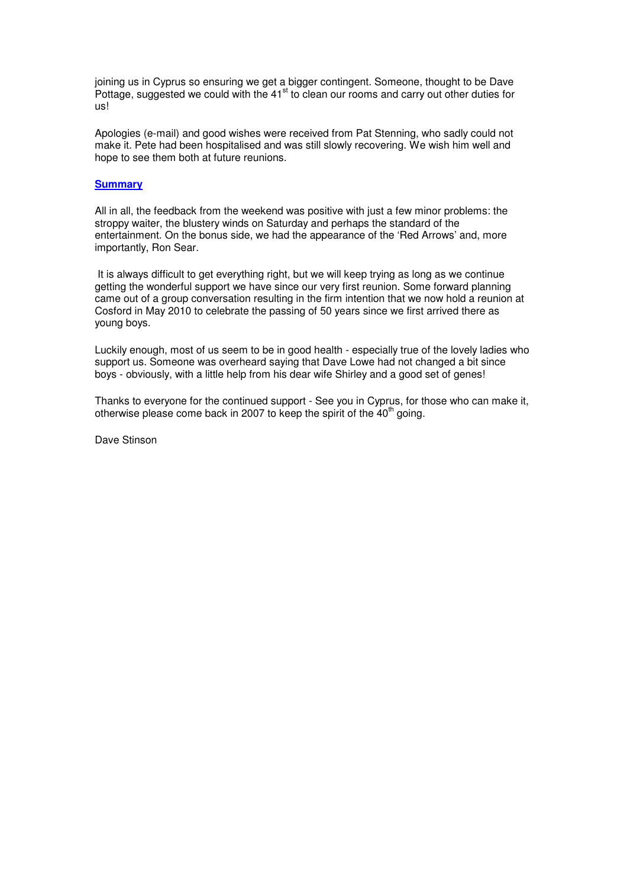joining us in Cyprus so ensuring we get a bigger contingent. Someone, thought to be Dave Pottage, suggested we could with the 41st to clean our rooms and carry out other duties for us!

Apologies (e-mail) and good wishes were received from Pat Stenning, who sadly could not make it. Pete had been hospitalised and was still slowly recovering. We wish him well and hope to see them both at future reunions.

**Summary**

All in all, the feedback from the weekend was positive with just a few minor problems: the stroppy waiter, the blustery winds on Saturday and perhaps the standard of the entertainment. On the bonus side, we had the appearance of the 'Red Arrows' and, more importantly, Ron Sear.

It is always difficult to get everything right, but we will keep trying as long as we continue getting the wonderful support we have since our very first reunion. Some forward planning came out of a group conversation resulting in the firm intention that we now hold a reunion at Cosford in May 2010 to celebrate the passing of 50 years since we first arrived there as young boys.

Luckily enough, most of us seem to be in good health - especially true of the lovely ladies who support us. Someone was overheard saying that Dave Lowe had not changed a bit since boys - obviously, with a little help from his dear wife Shirley and a good set of genes!

Thanks to everyone for the continued support - See you in Cyprus, for those who can make it, otherwise please come back in 2007 to keep the spirit of the 40th going.

Dave Stinson